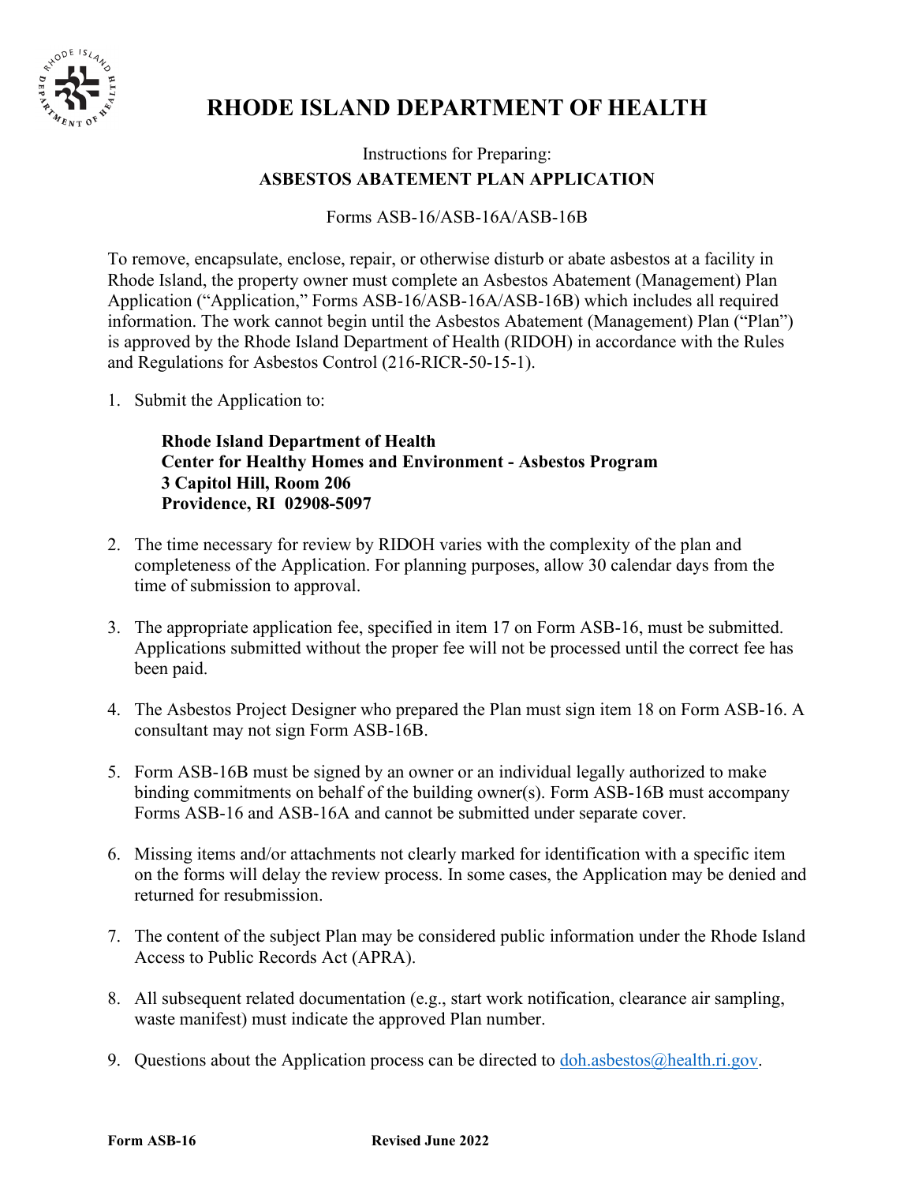# RHODE ISLAND DEPARTMENT OF HEALTH

Instructions for Preparing:

## ASBESTOS ABATEMENT PLAN APPLICATION

Forms ASB-16/ASB-16A/ASB-16B

To remove, encapsulate, enclose, repair, or otherwise disturb or abate asbestos at a facility in Rhode Island, the property owner must complete an Asbestos Abatement (Management) Plan Application ("Application," Forms ASB-16/ASB-16A/ASB-16B) which includes all required information. The work cannot begin until the Asbestos Abatement (Management) Plan ("Plan") is approved by the Rhode Island Department of Health (RIDOH) in accordance with the Rules and Regulations for Asbestos Control (216-RICR-50-15-1).

1. Submit the Application to:

   **Rhode Island Department of Health**
   **Center for Healthy Homes and Environment - Asbestos Program**
   **3 Capitol Hill, Room 206**
   **Providence, RI 02908-5097**

2. The time necessary for review by RIDOH varies with the complexity of the plan and completeness of the Application. For planning purposes, allow 30 calendar days from the time of submission to approval.

3. The appropriate application fee, specified in item 17 on Form ASB-16, must be submitted. Applications submitted without the proper fee will not be processed until the correct fee has been paid.

4. The Asbestos Project Designer who prepared the Plan must sign item 18 on Form ASB-16. A consultant may not sign Form ASB-16B.

5. Form ASB-16B must be signed by an owner or an individual legally authorized to make binding commitments on behalf of the building owner(s). Form ASB-16B must accompany Forms ASB-16 and ASB-16A and cannot be submitted under separate cover.

6. Missing items and/or attachments not clearly marked for identification with a specific item on the forms will delay the review process. In some cases, the Application may be denied and returned for resubmission.

7. The content of the subject Plan may be considered public information under the Rhode Island Access to Public Records Act (APRA).

8. All subsequent related documentation (e.g., start work notification, clearance air sampling, waste manifest) must indicate the approved Plan number.

9. Questions about the Application process can be directed to doh.asbestos@health.ri.gov.

**Form ASB-16** **Revised June 2022**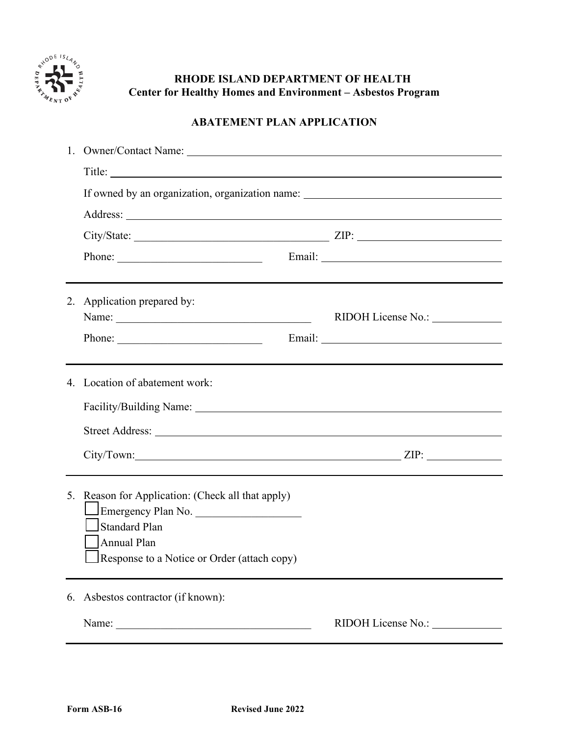**RHODE ISLAND DEPARTMENT OF HEALTH**
**Center for Healthy Homes and Environment – Asbestos Program**

# ABATEMENT PLAN APPLICATION

1. Owner/Contact Name: ____________________

   Title: ____________________

   If owned by an organization, organization name: ____________________

   Address: ____________________

   City/State: ____________________ ZIP: ____________________

   Phone: ____________________ Email: ____________________

---

2. Application prepared by:

   Name: ____________________ RIDOH License No.: ____________________

   Phone: ____________________ Email: ____________________

---

4. Location of abatement work:

   Facility/Building Name: ____________________

   Street Address: ____________________

   City/Town: ____________________ ZIP: ____________________

---

5. Reason for Application: (Check all that apply)

   ☐ Emergency Plan No. ____________________

   ☐ Standard Plan

   ☐ Annual Plan

   ☐ Response to a Notice or Order (attach copy)

---

6. Asbestos contractor (if known):

   Name: ____________________ RIDOH License No.: ____________________

---

**Form ASB-16** **Revised June 2022**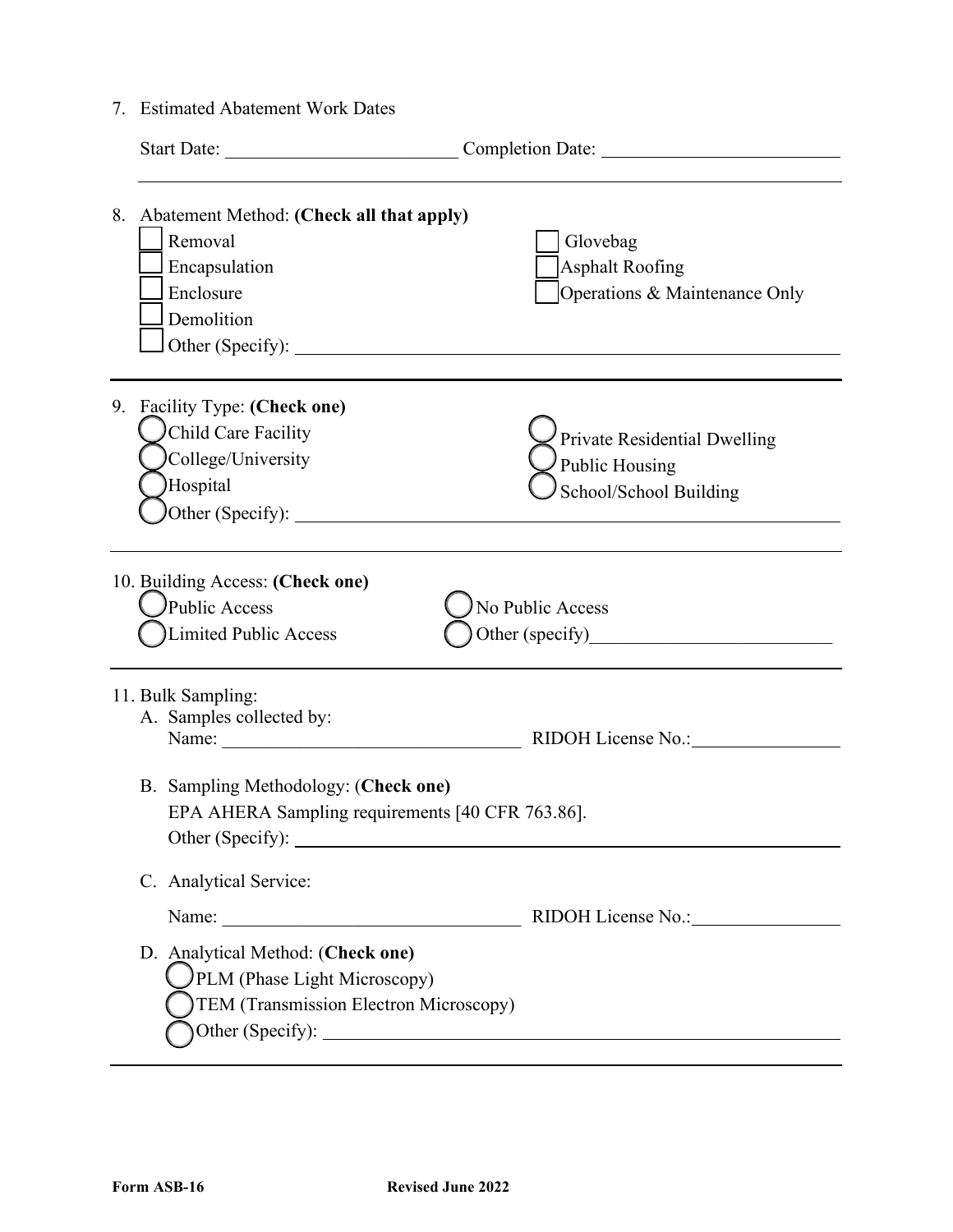7. Estimated Abatement Work Dates

   Start Date: ________________________ Completion Date: ________________________

8. Abatement Method: **(Check all that apply)**

   - ☐ Removal
   - ☐ Encapsulation
   - ☐ Enclosure
   - ☐ Demolition
   - ☐ Glovebag
   - ☐ Asphalt Roofing
   - ☐ Operations & Maintenance Only
   - ☐ Other (Specify): ________________________________________

9. Facility Type: **(Check one)**

   - ◯ Child Care Facility
   - ◯ College/University
   - ◯ Hospital
   - ◯ Private Residential Dwelling
   - ◯ Public Housing
   - ◯ School/School Building
   - ◯ Other (Specify): ________________________________________

10. Building Access: **(Check one)**

    - ◯ Public Access
    - ◯ Limited Public Access
    - ◯ No Public Access
    - ◯ Other (specify) ________________________

11. Bulk Sampling:

    A. Samples collected by:
       Name: ______________________________ RIDOH License No.: ______________

    B. Sampling Methodology: (**Check one**)
       EPA AHERA Sampling requirements [40 CFR 763.86].
       Other (Specify): ________________________________________

    C. Analytical Service:

       Name: ______________________________ RIDOH License No.: ______________

    D. Analytical Method: (**Check one)**
       - ◯ PLM (Phase Light Microscopy)
       - ◯ TEM (Transmission Electron Microscopy)
       - ◯ Other (Specify): ________________________________________

**Form ASB-16** **Revised June 2022**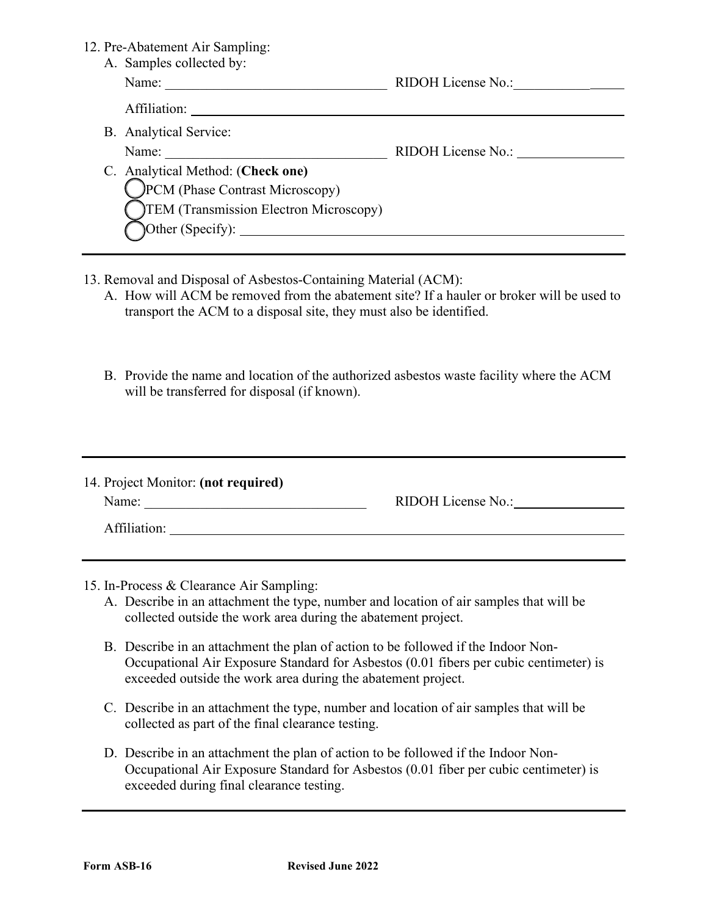12. Pre-Abatement Air Sampling:
    A. Samples collected by:

       Name: ________________________________ RIDOH License No.:________________

       Affiliation: ________________________________________________________________

    B. Analytical Service:

       Name: ________________________________ RIDOH License No.: ________________

    C. Analytical Method: (**Check one**)

       ◯ PCM (Phase Contrast Microscopy)

       ◯ TEM (Transmission Electron Microscopy)

       ◯ Other (Specify): ________________________________________________________

---

13. Removal and Disposal of Asbestos-Containing Material (ACM):
    A. How will ACM be removed from the abatement site? If a hauler or broker will be used to transport the ACM to a disposal site, they must also be identified.

    B. Provide the name and location of the authorized asbestos waste facility where the ACM will be transferred for disposal (if known).

---

14. Project Monitor: **(not required)**

    Name: ________________________________ RIDOH License No.:________________

    Affiliation: ________________________________________________________________

---

15. In-Process & Clearance Air Sampling:
    A. Describe in an attachment the type, number and location of air samples that will be collected outside the work area during the abatement project.

    B. Describe in an attachment the plan of action to be followed if the Indoor Non-Occupational Air Exposure Standard for Asbestos (0.01 fibers per cubic centimeter) is exceeded outside the work area during the abatement project.

    C. Describe in an attachment the type, number and location of air samples that will be collected as part of the final clearance testing.

    D. Describe in an attachment the plan of action to be followed if the Indoor Non-Occupational Air Exposure Standard for Asbestos (0.01 fiber per cubic centimeter) is exceeded during final clearance testing.

---

**Form ASB-16** **Revised June 2022**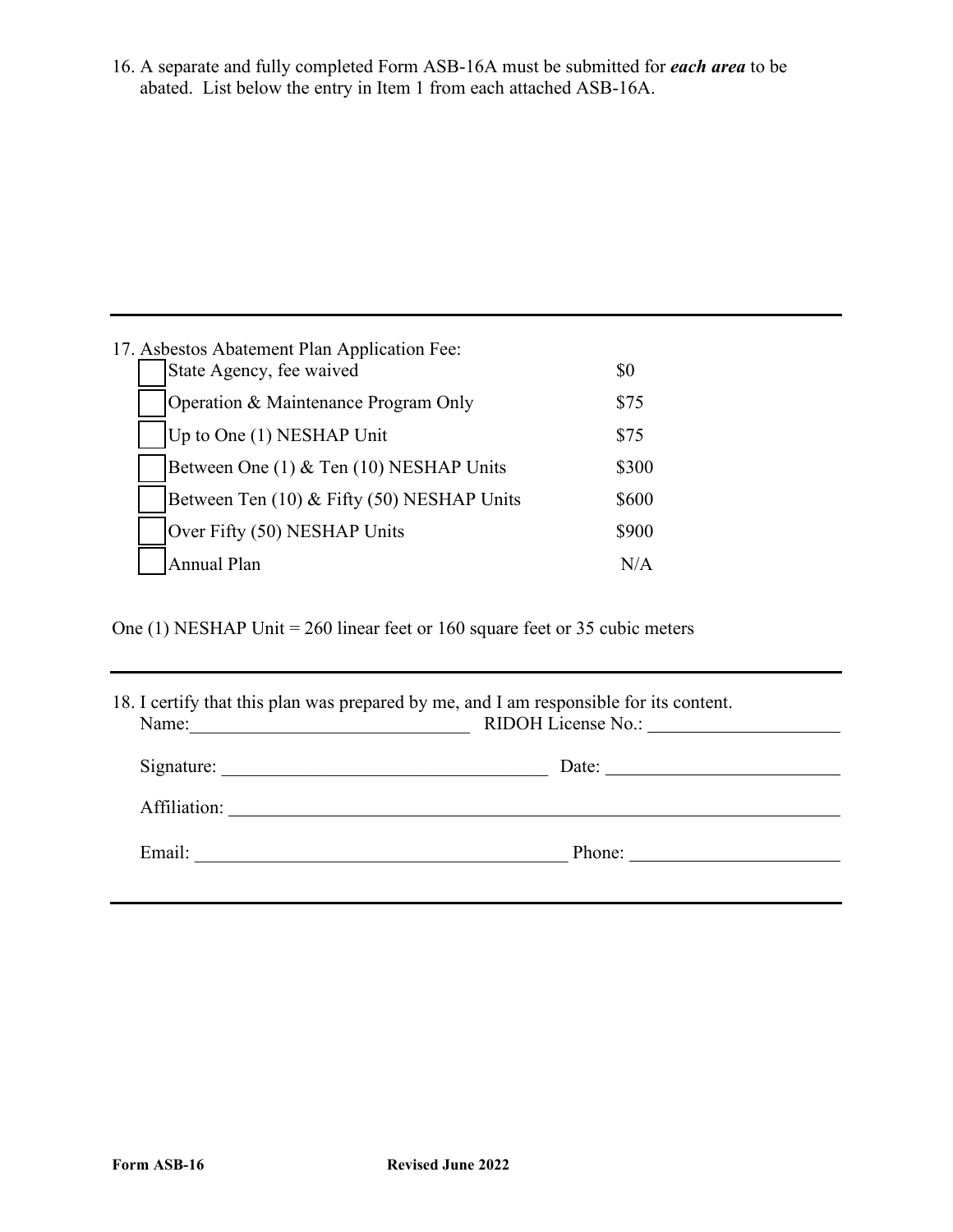16. A separate and fully completed Form ASB-16A must be submitted for ***each area*** to be abated. List below the entry in Item 1 from each attached ASB-16A.

---

17. Asbestos Abatement Plan Application Fee:

| | | |
|---|---|---|
| ☐ | State Agency, fee waived | $0 |
| ☐ | Operation & Maintenance Program Only | $75 |
| ☐ | Up to One (1) NESHAP Unit | $75 |
| ☐ | Between One (1) & Ten (10) NESHAP Units | $300 |
| ☐ | Between Ten (10) & Fifty (50) NESHAP Units | $600 |
| ☐ | Over Fifty (50) NESHAP Units | $900 |
| ☐ | Annual Plan | N/A |

One (1) NESHAP Unit = 260 linear feet or 160 square feet or 35 cubic meters

---

18. I certify that this plan was prepared by me, and I am responsible for its content.

Name:______________________________ RIDOH License No.: ____________________

Signature: ___________________________________ Date: _________________________

Affiliation: _____________________________________________________________________

Email: ________________________________________ Phone: ______________________

---

Form ASB-16 Revised June 2022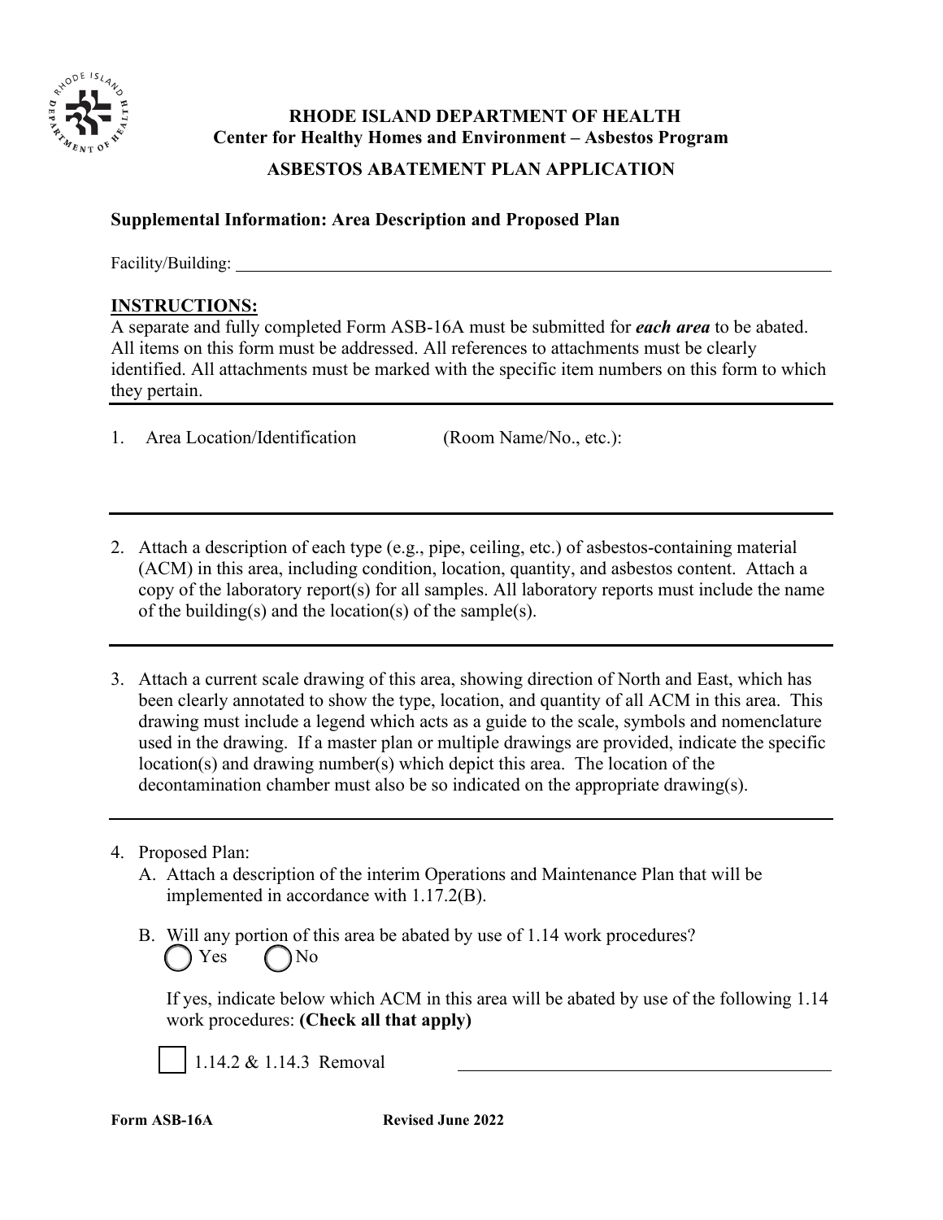**RHODE ISLAND DEPARTMENT OF HEALTH**
**Center for Healthy Homes and Environment – Asbestos Program**

**ASBESTOS ABATEMENT PLAN APPLICATION**

**Supplemental Information: Area Description and Proposed Plan**

Facility/Building: ____________________________________________________________

## INSTRUCTIONS:

A separate and fully completed Form ASB-16A must be submitted for ***each area*** to be abated. All items on this form must be addressed. All references to attachments must be clearly identified. All attachments must be marked with the specific item numbers on this form to which they pertain.

---

1. Area Location/Identification (Room Name/No., etc.):

---

2. Attach a description of each type (e.g., pipe, ceiling, etc.) of asbestos-containing material (ACM) in this area, including condition, location, quantity, and asbestos content. Attach a copy of the laboratory report(s) for all samples. All laboratory reports must include the name of the building(s) and the location(s) of the sample(s).

---

3. Attach a current scale drawing of this area, showing direction of North and East, which has been clearly annotated to show the type, location, and quantity of all ACM in this area. This drawing must include a legend which acts as a guide to the scale, symbols and nomenclature used in the drawing. If a master plan or multiple drawings are provided, indicate the specific location(s) and drawing number(s) which depict this area. The location of the decontamination chamber must also be so indicated on the appropriate drawing(s).

---

4. Proposed Plan:
   A. Attach a description of the interim Operations and Maintenance Plan that will be implemented in accordance with 1.17.2(B).

   B. Will any portion of this area be abated by use of 1.14 work procedures?
   ◯ Yes ◯ No

   If yes, indicate below which ACM in this area will be abated by use of the following 1.14 work procedures: **(Check all that apply)**

   ☐ 1.14.2 & 1.14.3 Removal ______________________________

**Form ASB-16A** **Revised June 2022**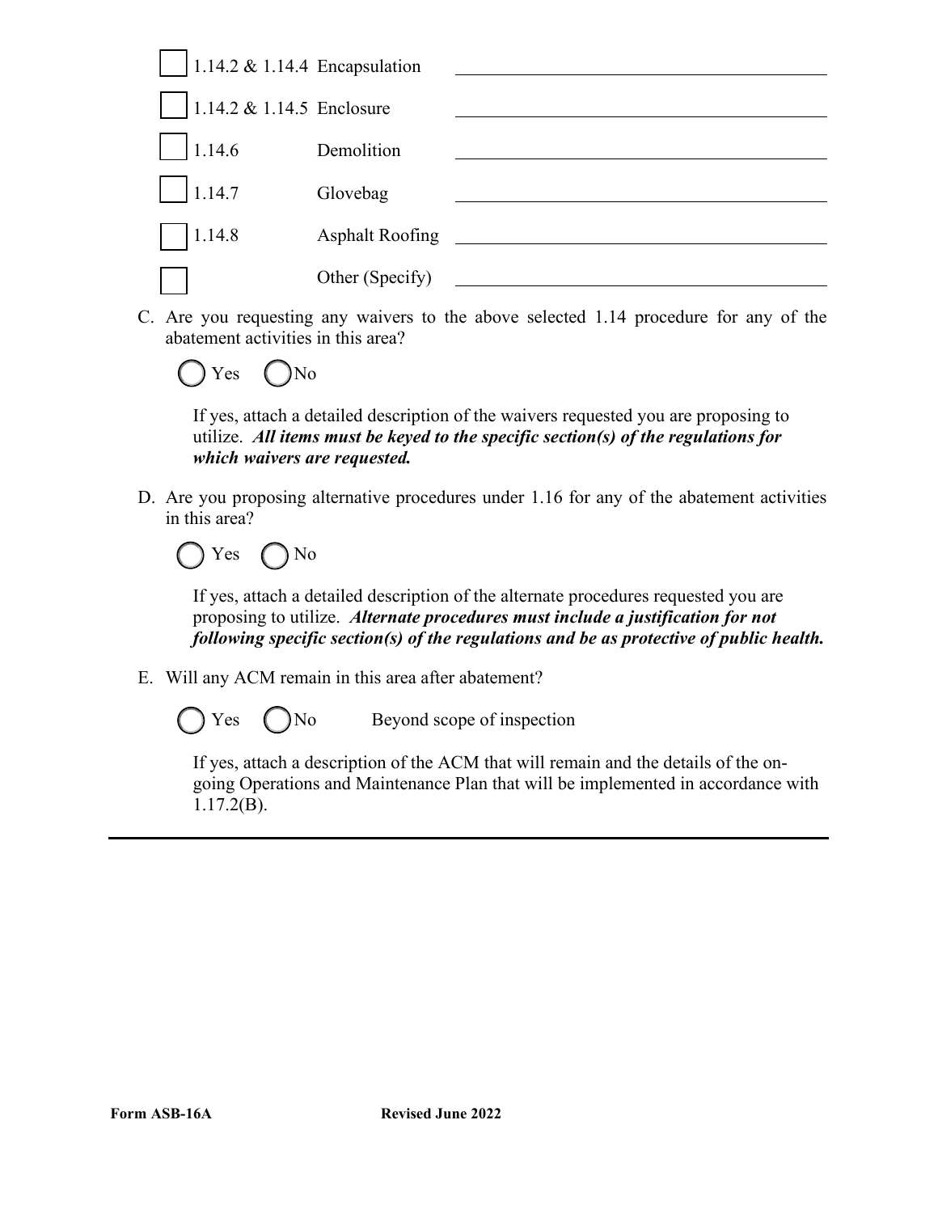- [ ] 1.14.2 & 1.14.4 Encapsulation ____________________
- [ ] 1.14.2 & 1.14.5 Enclosure ____________________
- [ ] 1.14.6 Demolition ____________________
- [ ] 1.14.7 Glovebag ____________________
- [ ] 1.14.8 Asphalt Roofing ____________________
- [ ] Other (Specify) ____________________

C. Are you requesting any waivers to the above selected 1.14 procedure for any of the abatement activities in this area?

◯ Yes ◯ No

If yes, attach a detailed description of the waivers requested you are proposing to utilize. ***All items must be keyed to the specific section(s) of the regulations for which waivers are requested.***

D. Are you proposing alternative procedures under 1.16 for any of the abatement activities in this area?

◯ Yes ◯ No

If yes, attach a detailed description of the alternate procedures requested you are proposing to utilize. ***Alternate procedures must include a justification for not following specific section(s) of the regulations and be as protective of public health.***

E. Will any ACM remain in this area after abatement?

◯ Yes ◯ No Beyond scope of inspection

If yes, attach a description of the ACM that will remain and the details of the on-going Operations and Maintenance Plan that will be implemented in accordance with 1.17.2(B).

---

**Form ASB-16A** **Revised June 2022**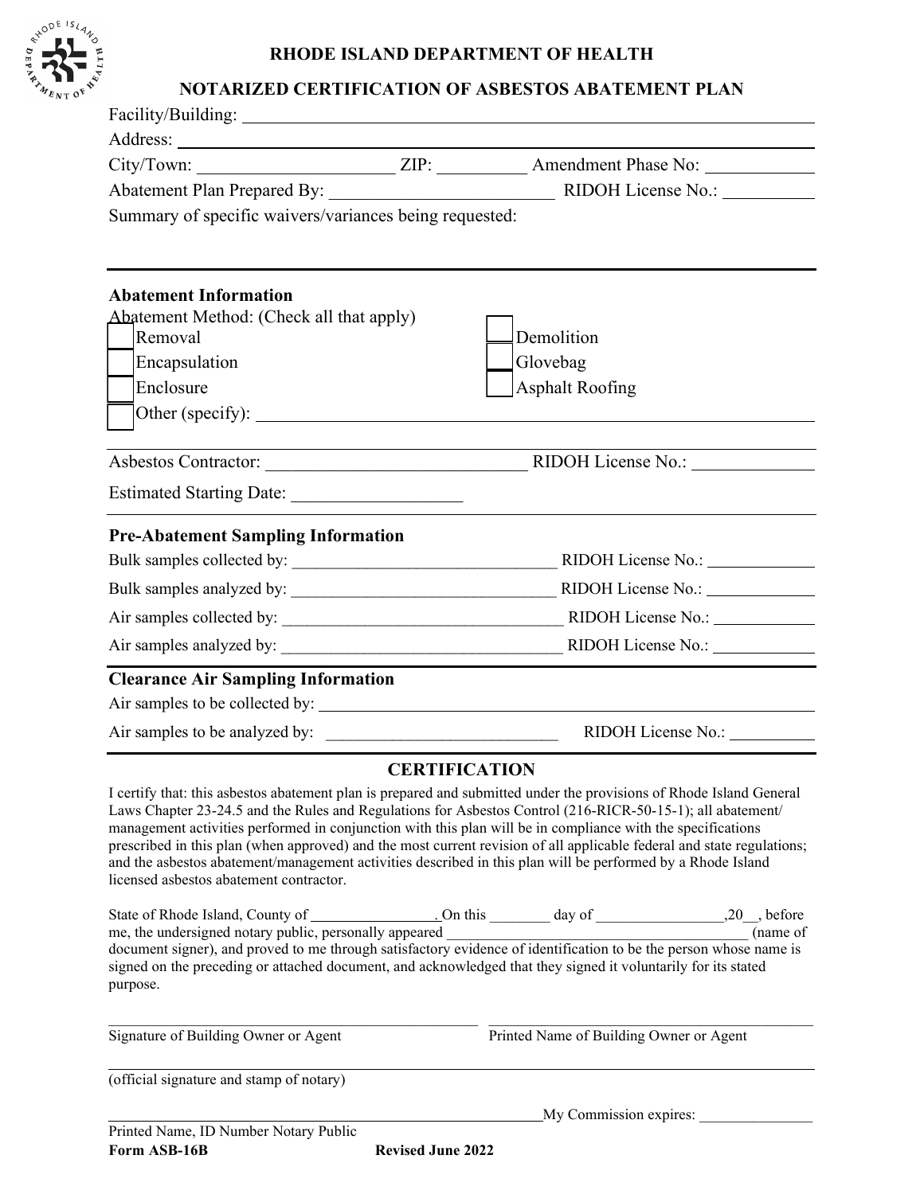**RHODE ISLAND DEPARTMENT OF HEALTH**

**NOTARIZED CERTIFICATION OF ASBESTOS ABATEMENT PLAN**

Facility/Building: ______________________________

Address: ______________________________

City/Town: ____________________ ZIP: __________ Amendment Phase No: ____________

Abatement Plan Prepared By: ________________________ RIDOH License No.: __________

Summary of specific waivers/variances being requested:

---

### Abatement Information

Abatement Method: (Check all that apply)

- ☐ Removal
- ☐ Encapsulation
- ☐ Enclosure
- ☐ Other (specify): ______________________________
- ☐ Demolition
- ☐ Glovebag
- ☐ Asphalt Roofing

---

Asbestos Contractor: ______________________________ RIDOH License No.: _____________

Estimated Starting Date: ___________________

---

### Pre-Abatement Sampling Information

Bulk samples collected by: ________________________________ RIDOH License No.: ____________

Bulk samples analyzed by: ________________________________ RIDOH License No.: ____________

Air samples collected by: __________________________________ RIDOH License No.: ____________

Air samples analyzed by: __________________________________ RIDOH License No.: ____________

### Clearance Air Sampling Information

Air samples to be collected by: ______________________________

Air samples to be analyzed by: ____________________________ RIDOH License No.: __________

## CERTIFICATION

I certify that: this asbestos abatement plan is prepared and submitted under the provisions of Rhode Island General Laws Chapter 23-24.5 and the Rules and Regulations for Asbestos Control (216-RICR-50-15-1); all abatement/ management activities performed in conjunction with this plan will be in compliance with the specifications prescribed in this plan (when approved) and the most current revision of all applicable federal and state regulations; and the asbestos abatement/management activities described in this plan will be performed by a Rhode Island licensed asbestos abatement contractor.

State of Rhode Island, County of ________________. On this ________ day of _________________,20__, before me, the undersigned notary public, personally appeared ________________________________________ (name of document signer), and proved to me through satisfactory evidence of identification to be the person whose name is signed on the preceding or attached document, and acknowledged that they signed it voluntarily for its stated purpose.

______________________________________________ ______________________________________________

Signature of Building Owner or Agent Printed Name of Building Owner or Agent

______________________________________________

(official signature and stamp of notary)

______________________________________________ My Commission expires: _______________

Printed Name, ID Number Notary Public

**Form ASB-16B** **Revised June 2022**